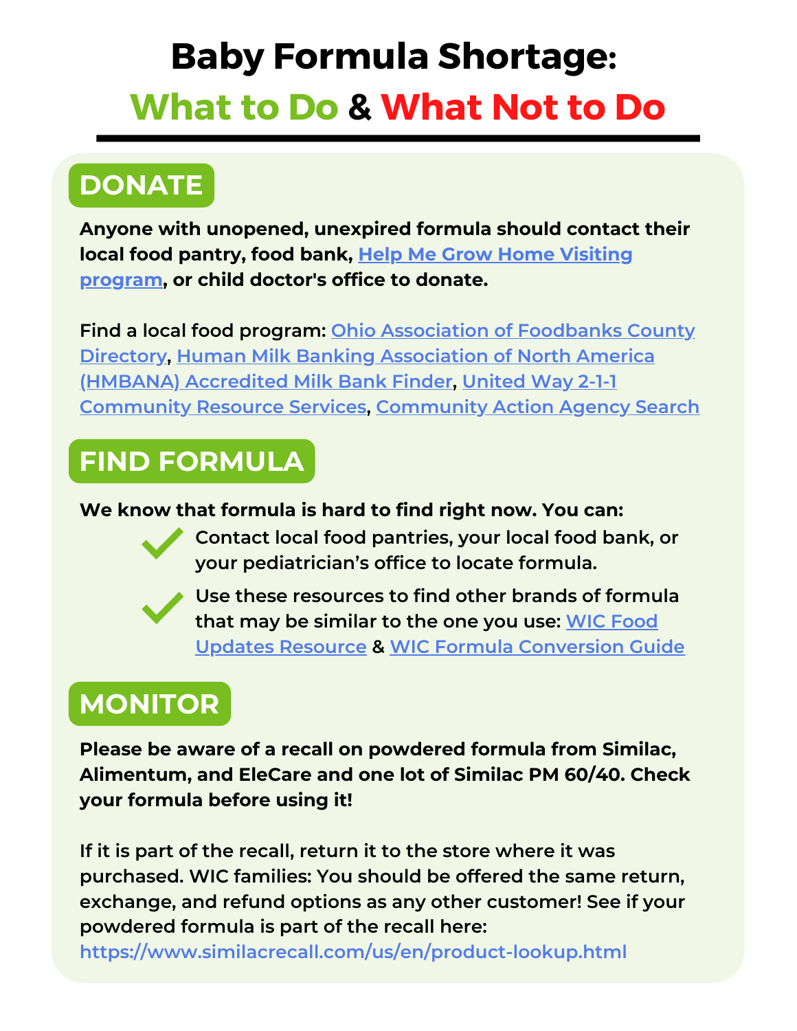# Baby Formula Shortage: What to Do & What Not to Do

## DONATE

**Anyone with unopened, unexpired formula should contact their local food pantry, food bank, Help Me Grow Home Visiting program, or child doctor's office to donate.**

Find a local food program: Ohio Association of Foodbanks County Directory, Human Milk Banking Association of North America (HMBANA) Accredited Milk Bank Finder, United Way 2-1-1 Community Resource Services, Community Action Agency Search

## FIND FORMULA

**We know that formula is hard to find right now. You can:**

- Contact local food pantries, your local food bank, or your pediatrician's office to locate formula.
- Use these resources to find other brands of formula that may be similar to the one you use: WIC Food Updates Resource & WIC Formula Conversion Guide

## MONITOR

**Please be aware of a recall on powdered formula from Similac, Alimentum, and EleCare and one lot of Similac PM 60/40. Check your formula before using it!**

If it is part of the recall, return it to the store where it was purchased. WIC families: You should be offered the same return, exchange, and refund options as any other customer! See if your powdered formula is part of the recall here: https://www.similacrecall.com/us/en/product-lookup.html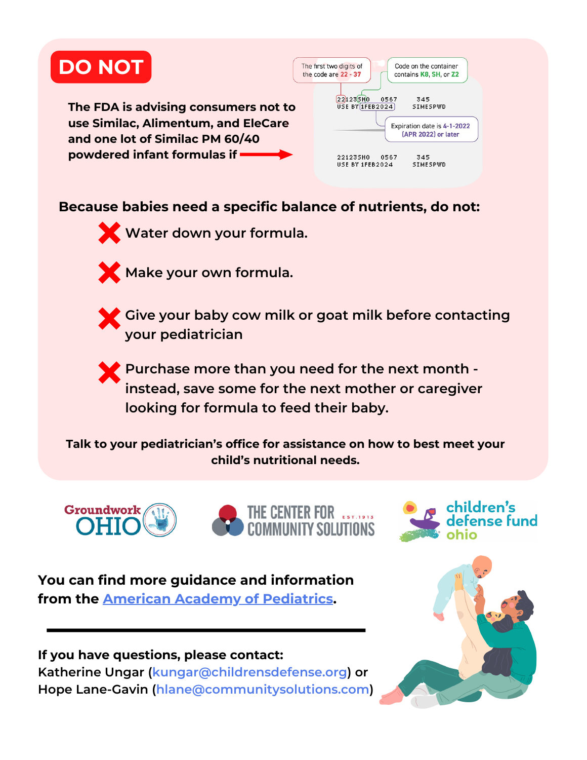**DO NOT**

**The FDA is advising consumers not to use Similac, Alimentum, and EleCare and one lot of Similac PM 60/40 powdered infant formulas if** →

The first two digits of the code are 22 - 37

Code on the container contains K8, SH, or Z2

22123SH0 0567 345
USE BY 1FEB2024 SIMESPWD

Expiration date is 4-1-2022 (APR 2022) or later

22123SH0 0567 345
USE BY 1FEB2024 SIMESPWD

**Because babies need a specific balance of nutrients, do not:**

- ❌ Water down your formula.
- ❌ Make your own formula.
- ❌ Give your baby cow milk or goat milk before contacting your pediatrician
- ❌ Purchase more than you need for the next month - instead, save some for the next mother or caregiver looking for formula to feed their baby.

**Talk to your pediatrician's office for assistance on how to best meet your child's nutritional needs.**

Groundwork OHIO | THE CENTER FOR COMMUNITY SOLUTIONS EST. 1913 | children's defense fund ohio

**You can find more guidance and information from the [American Academy of Pediatrics](#).**

---

**If you have questions, please contact:**
Katherine Ungar (kungar@childrensdefense.org) or
Hope Lane-Gavin (hlane@communitysolutions.com)